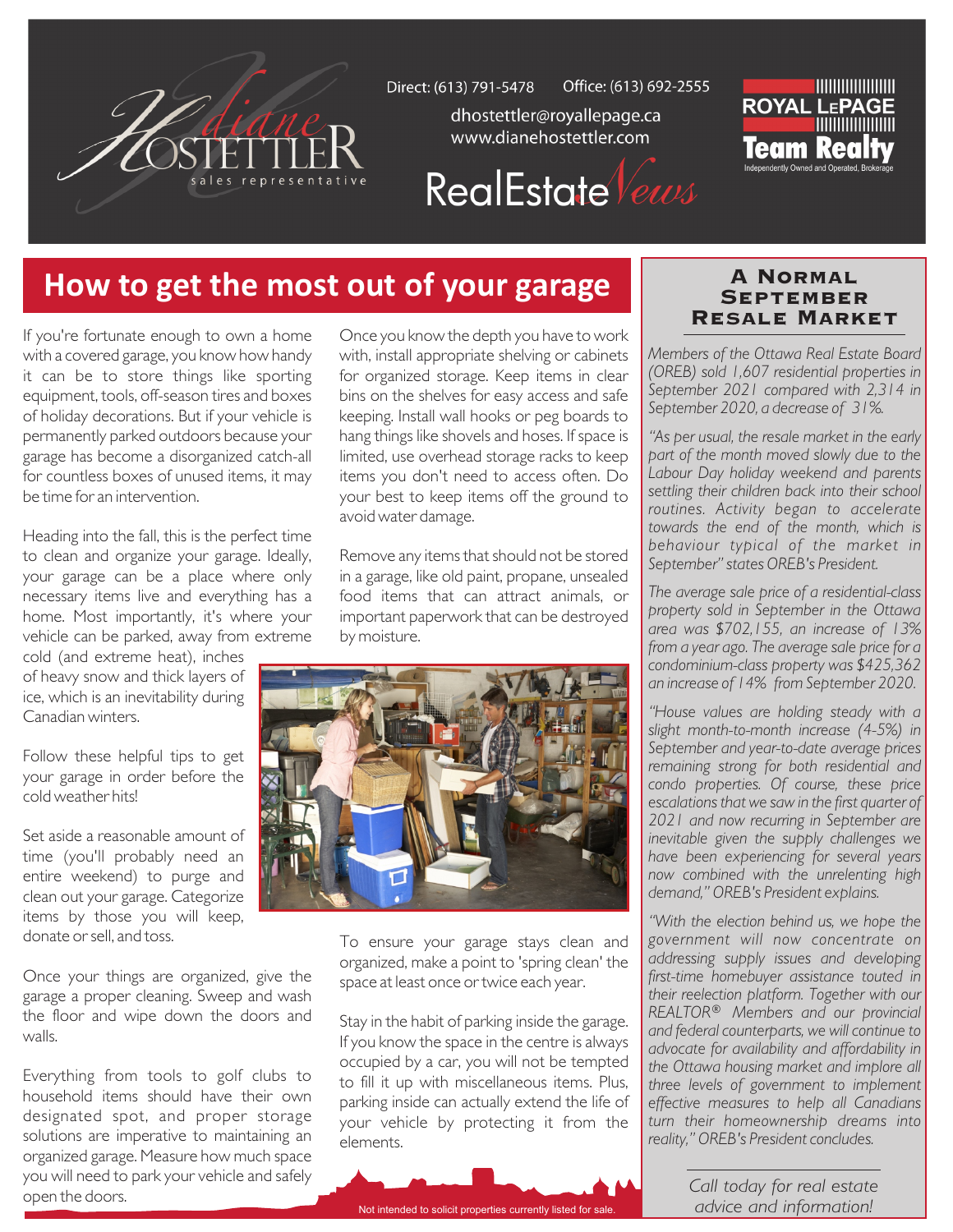Diane Hostettler
sales representative

Direct: (613) 791-5478 Office: (613) 692-2555
dhostettler@royallepage.ca
www.dianehostettler.com

RealEstate News

ROYAL LePAGE
Team Realty
Independently Owned and Operated, Brokerage

# How to get the most out of your garage

If you're fortunate enough to own a home with a covered garage, you know how handy it can be to store things like sporting equipment, tools, off-season tires and boxes of holiday decorations. But if your vehicle is permanently parked outdoors because your garage has become a disorganized catch-all for countless boxes of unused items, it may be time for an intervention.

Heading into the fall, this is the perfect time to clean and organize your garage. Ideally, your garage can be a place where only necessary items live and everything has a home. Most importantly, it's where your vehicle can be parked, away from extreme cold (and extreme heat), inches of heavy snow and thick layers of ice, which is an inevitability during Canadian winters.

Follow these helpful tips to get your garage in order before the cold weather hits!

Set aside a reasonable amount of time (you'll probably need an entire weekend) to purge and clean out your garage. Categorize items by those you will keep, donate or sell, and toss.

Once your things are organized, give the garage a proper cleaning. Sweep and wash the floor and wipe down the doors and walls.

Everything from tools to golf clubs to household items should have their own designated spot, and proper storage solutions are imperative to maintaining an organized garage. Measure how much space you will need to park your vehicle and safely open the doors.

Once you know the depth you have to work with, install appropriate shelving or cabinets for organized storage. Keep items in clear bins on the shelves for easy access and safe keeping. Install wall hooks or peg boards to hang things like shovels and hoses. If space is limited, use overhead storage racks to keep items you don't need to access often. Do your best to keep items off the ground to avoid water damage.

Remove any items that should not be stored in a garage, like old paint, propane, unsealed food items that can attract animals, or important paperwork that can be destroyed by moisture.

To ensure your garage stays clean and organized, make a point to 'spring clean' the space at least once or twice each year.

Stay in the habit of parking inside the garage. If you know the space in the centre is always occupied by a car, you will not be tempted to fill it up with miscellaneous items. Plus, parking inside can actually extend the life of your vehicle by protecting it from the elements.

Not intended to solicit properties currently listed for sale.

## A Normal September Resale Market

*Members of the Ottawa Real Estate Board (OREB) sold 1,607 residential properties in September 2021 compared with 2,314 in September 2020, a decrease of 31%.*

*"As per usual, the resale market in the early part of the month moved slowly due to the Labour Day holiday weekend and parents settling their children back into their school routines. Activity began to accelerate towards the end of the month, which is behaviour typical of the market in September" states OREB's President.*

*The average sale price of a residential-class property sold in September in the Ottawa area was $702,155, an increase of 13% from a year ago. The average sale price for a condominium-class property was $425,362 an increase of 14% from September 2020.*

*"House values are holding steady with a slight month-to-month increase (4-5%) in September and year-to-date average prices remaining strong for both residential and condo properties. Of course, these price escalations that we saw in the first quarter of 2021 and now recurring in September are inevitable given the supply challenges we have been experiencing for several years now combined with the unrelenting high demand," OREB's President explains.*

*"With the election behind us, we hope the government will now concentrate on addressing supply issues and developing first-time homebuyer assistance touted in their reelection platform. Together with our REALTOR® Members and our provincial and federal counterparts, we will continue to advocate for availability and affordability in the Ottawa housing market and implore all three levels of government to implement effective measures to help all Canadians turn their homeownership dreams into reality," OREB's President concludes.*

*Call today for real estate advice and information!*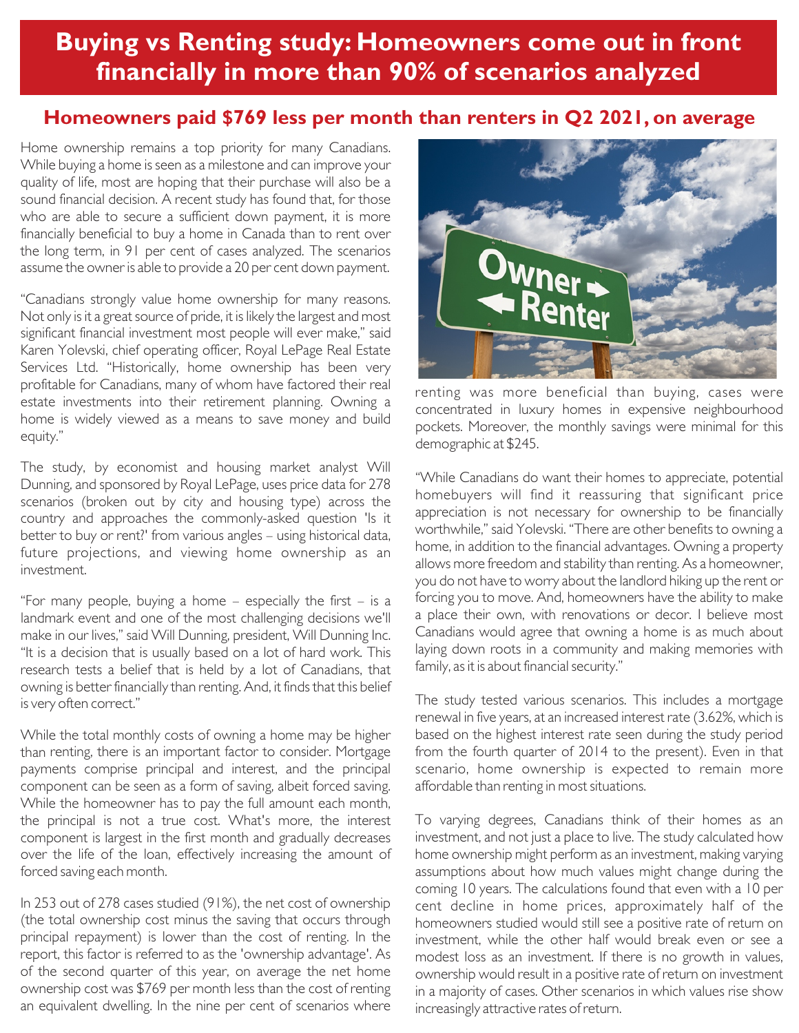# Buying vs Renting study: Homeowners come out in front financially in more than 90% of scenarios analyzed

## Homeowners paid $769 less per month than renters in Q2 2021, on average

Home ownership remains a top priority for many Canadians. While buying a home is seen as a milestone and can improve your quality of life, most are hoping that their purchase will also be a sound financial decision. A recent study has found that, for those who are able to secure a sufficient down payment, it is more financially beneficial to buy a home in Canada than to rent over the long term, in 91 per cent of cases analyzed. The scenarios assume the owner is able to provide a 20 per cent down payment.

"Canadians strongly value home ownership for many reasons. Not only is it a great source of pride, it is likely the largest and most significant financial investment most people will ever make," said Karen Yolevski, chief operating officer, Royal LePage Real Estate Services Ltd. "Historically, home ownership has been very profitable for Canadians, many of whom have factored their real estate investments into their retirement planning. Owning a home is widely viewed as a means to save money and build equity."

The study, by economist and housing market analyst Will Dunning, and sponsored by Royal LePage, uses price data for 278 scenarios (broken out by city and housing type) across the country and approaches the commonly-asked question 'Is it better to buy or rent?' from various angles – using historical data, future projections, and viewing home ownership as an investment.

"For many people, buying a home – especially the first – is a landmark event and one of the most challenging decisions we'll make in our lives," said Will Dunning, president, Will Dunning Inc. "It is a decision that is usually based on a lot of hard work. This research tests a belief that is held by a lot of Canadians, that owning is better financially than renting. And, it finds that this belief is very often correct."

While the total monthly costs of owning a home may be higher than renting, there is an important factor to consider. Mortgage payments comprise principal and interest, and the principal component can be seen as a form of saving, albeit forced saving. While the homeowner has to pay the full amount each month, the principal is not a true cost. What's more, the interest component is largest in the first month and gradually decreases over the life of the loan, effectively increasing the amount of forced saving each month.

In 253 out of 278 cases studied (91%), the net cost of ownership (the total ownership cost minus the saving that occurs through principal repayment) is lower than the cost of renting. In the report, this factor is referred to as the 'ownership advantage'. As of the second quarter of this year, on average the net home ownership cost was $769 per month less than the cost of renting an equivalent dwelling. In the nine per cent of scenarios where renting was more beneficial than buying, cases were concentrated in luxury homes in expensive neighbourhood pockets. Moreover, the monthly savings were minimal for this demographic at $245.

"While Canadians do want their homes to appreciate, potential homebuyers will find it reassuring that significant price appreciation is not necessary for ownership to be financially worthwhile," said Yolevski. "There are other benefits to owning a home, in addition to the financial advantages. Owning a property allows more freedom and stability than renting. As a homeowner, you do not have to worry about the landlord hiking up the rent or forcing you to move. And, homeowners have the ability to make a place their own, with renovations or decor. I believe most Canadians would agree that owning a home is as much about laying down roots in a community and making memories with family, as it is about financial security."

The study tested various scenarios. This includes a mortgage renewal in five years, at an increased interest rate (3.62%, which is based on the highest interest rate seen during the study period from the fourth quarter of 2014 to the present). Even in that scenario, home ownership is expected to remain more affordable than renting in most situations.

To varying degrees, Canadians think of their homes as an investment, and not just a place to live. The study calculated how home ownership might perform as an investment, making varying assumptions about how much values might change during the coming 10 years. The calculations found that even with a 10 per cent decline in home prices, approximately half of the homeowners studied would still see a positive rate of return on investment, while the other half would break even or see a modest loss as an investment. If there is no growth in values, ownership would result in a positive rate of return on investment in a majority of cases. Other scenarios in which values rise show increasingly attractive rates of return.